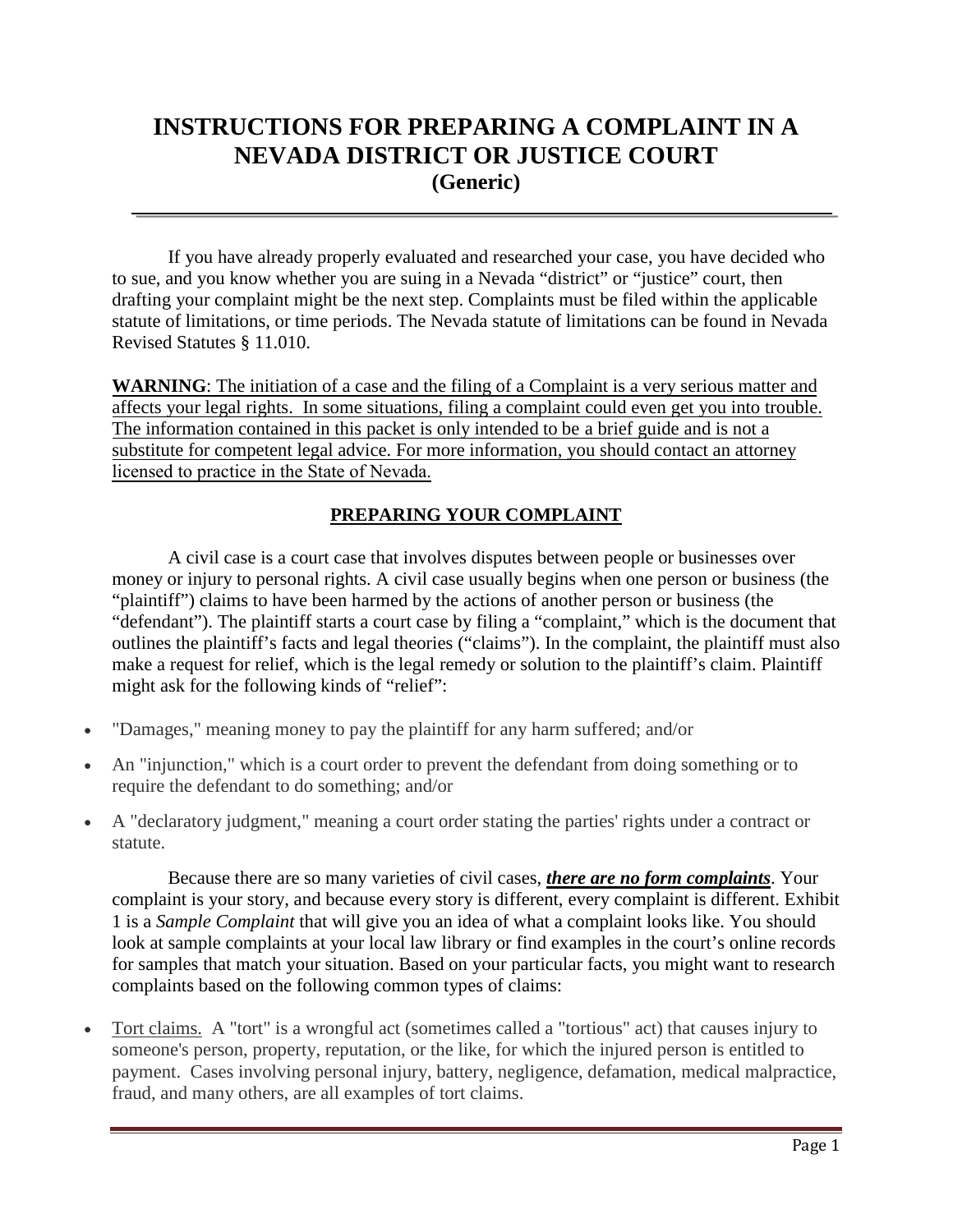# INSTRUCTIONS FOR PREPARING A COMPLAINT IN A NEVADA DISTRICT OR JUSTICE COURT
### (Generic)

---

If you have already properly evaluated and researched your case, you have decided who to sue, and you know whether you are suing in a Nevada "district" or "justice" court, then drafting your complaint might be the next step. Complaints must be filed within the applicable statute of limitations, or time periods. The Nevada statute of limitations can be found in Nevada Revised Statutes § 11.010.

**WARNING**: <u>The initiation of a case and the filing of a Complaint is a very serious matter and affects your legal rights. In some situations, filing a complaint could even get you into trouble. The information contained in this packet is only intended to be a brief guide and is not a substitute for competent legal advice. For more information, you should contact an attorney licensed to practice in the State of Nevada.</u>

## <u>PREPARING YOUR COMPLAINT</u>

A civil case is a court case that involves disputes between people or businesses over money or injury to personal rights. A civil case usually begins when one person or business (the "plaintiff") claims to have been harmed by the actions of another person or business (the "defendant"). The plaintiff starts a court case by filing a "complaint," which is the document that outlines the plaintiff's facts and legal theories ("claims"). In the complaint, the plaintiff must also make a request for relief, which is the legal remedy or solution to the plaintiff's claim. Plaintiff might ask for the following kinds of "relief":

- "Damages," meaning money to pay the plaintiff for any harm suffered; and/or
- An "injunction," which is a court order to prevent the defendant from doing something or to require the defendant to do something; and/or
- A "declaratory judgment," meaning a court order stating the parties' rights under a contract or statute.

Because there are so many varieties of civil cases, ***<u>there are no form complaints</u>***. Your complaint is your story, and because every story is different, every complaint is different. Exhibit 1 is a *Sample Complaint* that will give you an idea of what a complaint looks like. You should look at sample complaints at your local law library or find examples in the court's online records for samples that match your situation. Based on your particular facts, you might want to research complaints based on the following common types of claims:

- <u>Tort claims.</u> A "tort" is a wrongful act (sometimes called a "tortious" act) that causes injury to someone's person, property, reputation, or the like, for which the injured person is entitled to payment. Cases involving personal injury, battery, negligence, defamation, medical malpractice, fraud, and many others, are all examples of tort claims.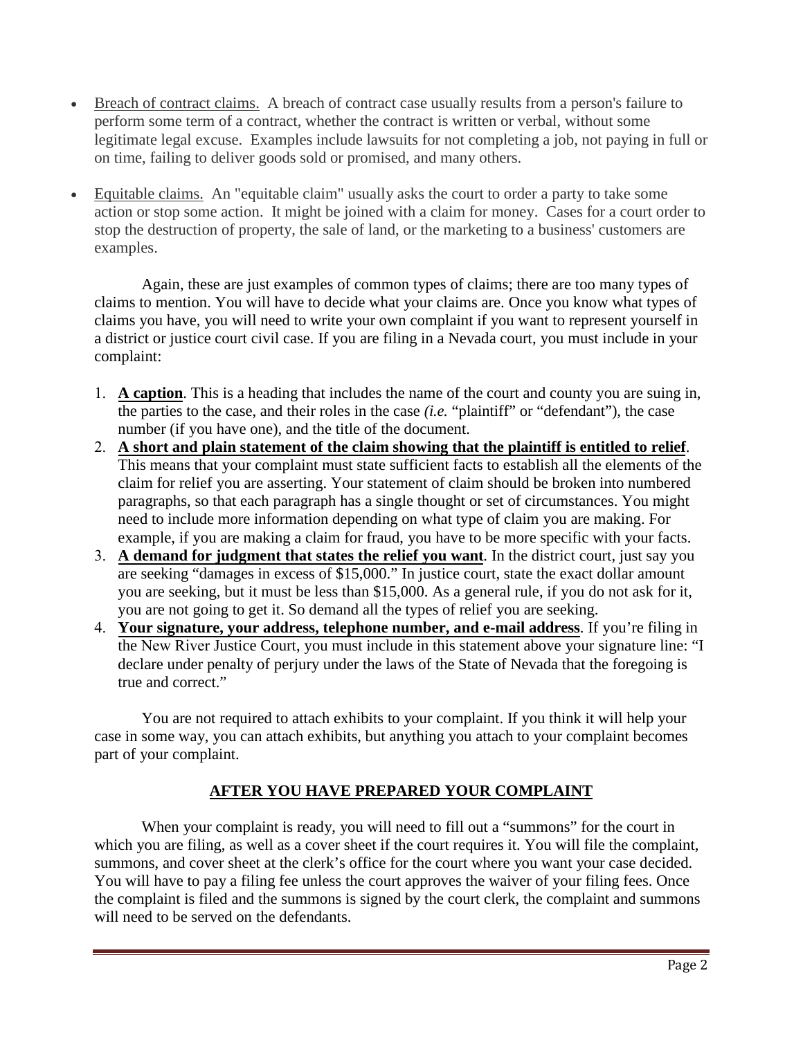- Breach of contract claims. A breach of contract case usually results from a person's failure to perform some term of a contract, whether the contract is written or verbal, without some legitimate legal excuse. Examples include lawsuits for not completing a job, not paying in full or on time, failing to deliver goods sold or promised, and many others.

- Equitable claims. An "equitable claim" usually asks the court to order a party to take some action or stop some action. It might be joined with a claim for money. Cases for a court order to stop the destruction of property, the sale of land, or the marketing to a business' customers are examples.

  Again, these are just examples of common types of claims; there are too many types of claims to mention. You will have to decide what your claims are. Once you know what types of claims you have, you will need to write your own complaint if you want to represent yourself in a district or justice court civil case. If you are filing in a Nevada court, you must include in your complaint:

1. **A caption**. This is a heading that includes the name of the court and county you are suing in, the parties to the case, and their roles in the case *(i.e.* "plaintiff" or "defendant"), the case number (if you have one), and the title of the document.
2. **A short and plain statement of the claim showing that the plaintiff is entitled to relief**. This means that your complaint must state sufficient facts to establish all the elements of the claim for relief you are asserting. Your statement of claim should be broken into numbered paragraphs, so that each paragraph has a single thought or set of circumstances. You might need to include more information depending on what type of claim you are making. For example, if you are making a claim for fraud, you have to be more specific with your facts.
3. **A demand for judgment that states the relief you want**. In the district court, just say you are seeking "damages in excess of $15,000." In justice court, state the exact dollar amount you are seeking, but it must be less than $15,000. As a general rule, if you do not ask for it, you are not going to get it. So demand all the types of relief you are seeking.
4. **Your signature, your address, telephone number, and e-mail address**. If you're filing in the New River Justice Court, you must include in this statement above your signature line: "I declare under penalty of perjury under the laws of the State of Nevada that the foregoing is true and correct."

You are not required to attach exhibits to your complaint. If you think it will help your case in some way, you can attach exhibits, but anything you attach to your complaint becomes part of your complaint.

## AFTER YOU HAVE PREPARED YOUR COMPLAINT

When your complaint is ready, you will need to fill out a "summons" for the court in which you are filing, as well as a cover sheet if the court requires it. You will file the complaint, summons, and cover sheet at the clerk's office for the court where you want your case decided. You will have to pay a filing fee unless the court approves the waiver of your filing fees. Once the complaint is filed and the summons is signed by the court clerk, the complaint and summons will need to be served on the defendants.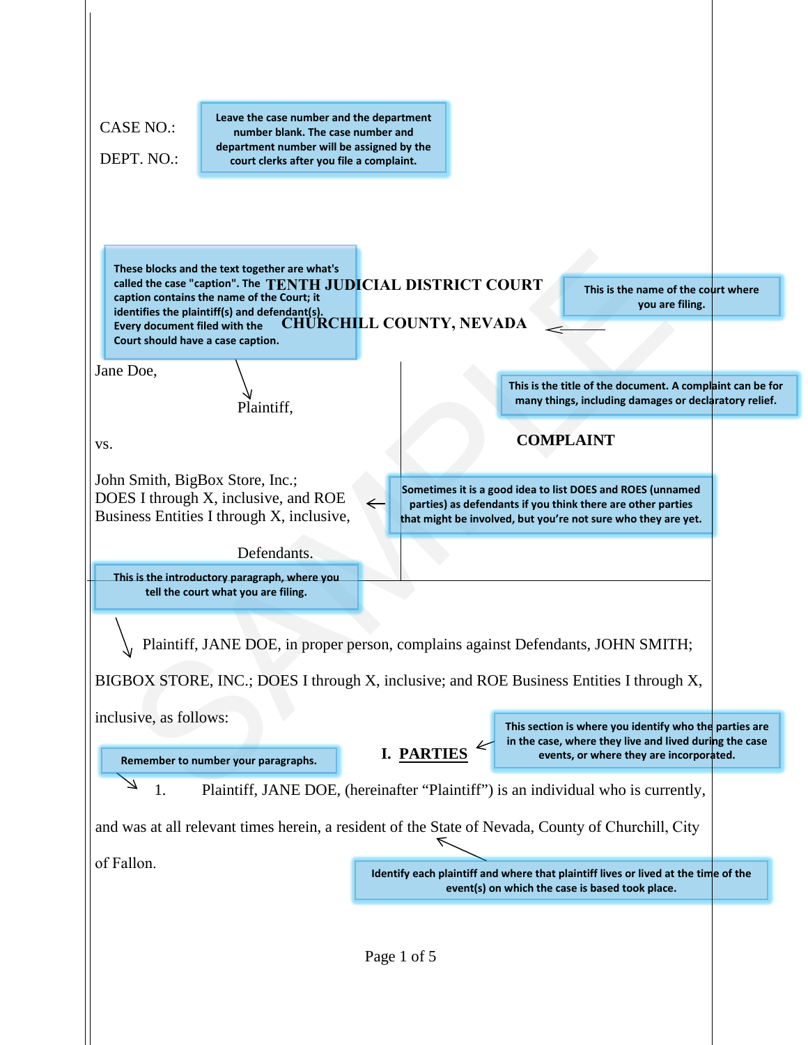CASE NO.:

DEPT. NO.:

> Leave the case number and the department number blank. The case number and department number will be assigned by the court clerks after you file a complaint.

> These blocks and the text together are what's called the case "caption". The caption contains the name of the Court; it identifies the plaintiff(s) and defendant(s). Every document filed with the Court should have a case caption.

**TENTH JUDICIAL DISTRICT COURT**

**CHURCHILL COUNTY, NEVADA**

> This is the name of the court where you are filing.

Jane Doe,

Plaintiff,

vs.

John Smith, BigBox Store, Inc.; DOES I through X, inclusive, and ROE Business Entities I through X, inclusive,

Defendants.

> This is the title of the document. A complaint can be for many things, including damages or declaratory relief.

**COMPLAINT**

> Sometimes it is a good idea to list DOES and ROES (unnamed parties) as defendants if you think there are other parties that might be involved, but you're not sure who they are yet.

> This is the introductory paragraph, where you tell the court what you are filing.

Plaintiff, JANE DOE, in proper person, complains against Defendants, JOHN SMITH; BIGBOX STORE, INC.; DOES I through X, inclusive; and ROE Business Entities I through X, inclusive, as follows:

> This section is where you identify who the parties are in the case, where they live and lived during the case events, or where they are incorporated.

## I. PARTIES

> Remember to number your paragraphs.

1. Plaintiff, JANE DOE, (hereinafter "Plaintiff") is an individual who is currently, and was at all relevant times herein, a resident of the State of Nevada, County of Churchill, City of Fallon.

> Identify each plaintiff and where that plaintiff lives or lived at the time of the event(s) on which the case is based took place.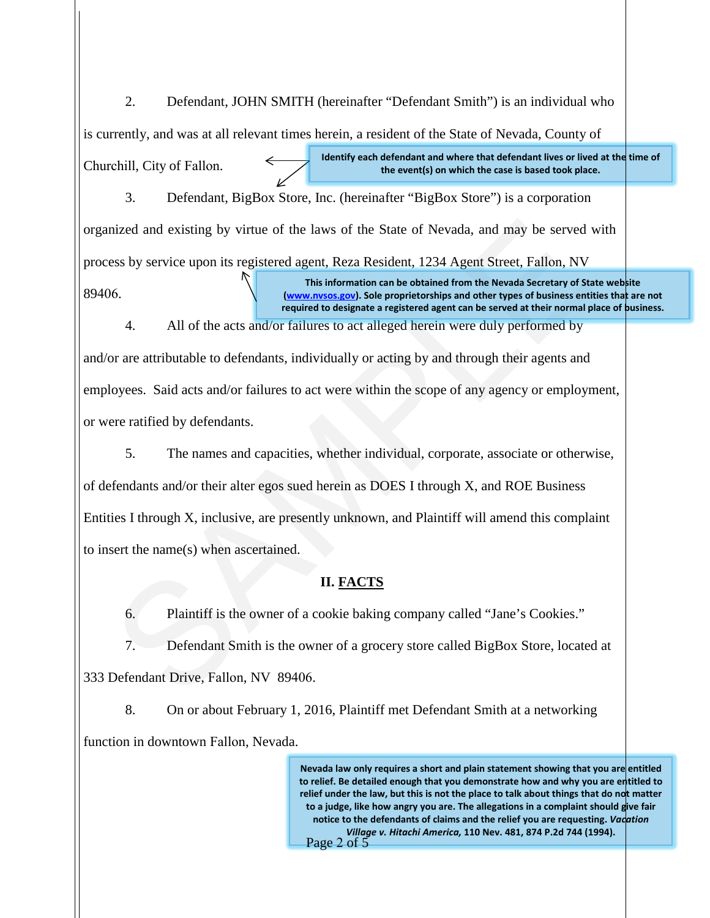2. Defendant, JOHN SMITH (hereinafter "Defendant Smith") is an individual who is currently, and was at all relevant times herein, a resident of the State of Nevada, County of Churchill, City of Fallon.

**Identify each defendant and where that defendant lives or lived at the time of the event(s) on which the case is based took place.**

3. Defendant, BigBox Store, Inc. (hereinafter "BigBox Store") is a corporation organized and existing by virtue of the laws of the State of Nevada, and may be served with process by service upon its registered agent, Reza Resident, 1234 Agent Street, Fallon, NV 89406.

**This information can be obtained from the Nevada Secretary of State website (www.nvsos.gov). Sole proprietorships and other types of business entities that are not required to designate a registered agent can be served at their normal place of business.**

4. All of the acts and/or failures to act alleged herein were duly performed by and/or are attributable to defendants, individually or acting by and through their agents and employees. Said acts and/or failures to act were within the scope of any agency or employment, or were ratified by defendants.

5. The names and capacities, whether individual, corporate, associate or otherwise, of defendants and/or their alter egos sued herein as DOES I through X, and ROE Business Entities I through X, inclusive, are presently unknown, and Plaintiff will amend this complaint to insert the name(s) when ascertained.

## II. FACTS

6. Plaintiff is the owner of a cookie baking company called "Jane's Cookies."

7. Defendant Smith is the owner of a grocery store called BigBox Store, located at 333 Defendant Drive, Fallon, NV 89406.

8. On or about February 1, 2016, Plaintiff met Defendant Smith at a networking function in downtown Fallon, Nevada.

**Nevada law only requires a short and plain statement showing that you are entitled to relief. Be detailed enough that you demonstrate how and why you are entitled to relief under the law, but this is not the place to talk about things that do not matter to a judge, like how angry you are. The allegations in a complaint should give fair notice to the defendants of claims and the relief you are requesting. *Vacation Village v. Hitachi America,* 110 Nev. 481, 874 P.2d 744 (1994).**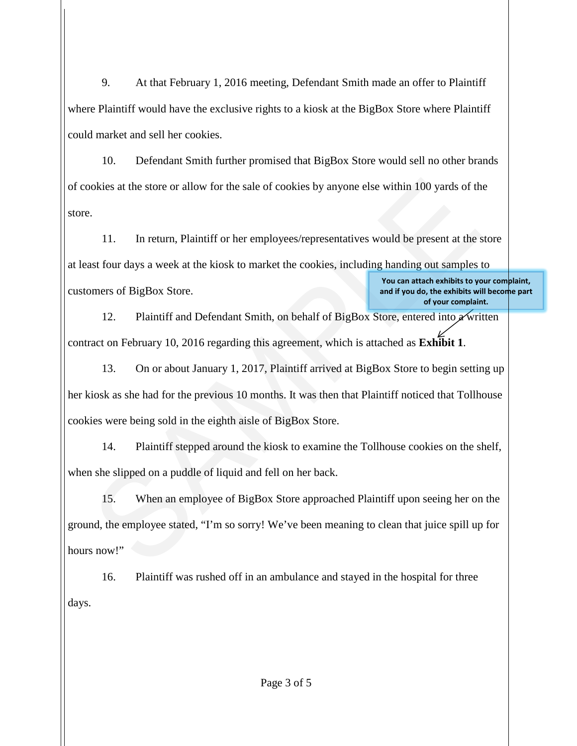9. At that February 1, 2016 meeting, Defendant Smith made an offer to Plaintiff where Plaintiff would have the exclusive rights to a kiosk at the BigBox Store where Plaintiff could market and sell her cookies.

10. Defendant Smith further promised that BigBox Store would sell no other brands of cookies at the store or allow for the sale of cookies by anyone else within 100 yards of the store.

11. In return, Plaintiff or her employees/representatives would be present at the store at least four days a week at the kiosk to market the cookies, including handing out samples to customers of BigBox Store.

**You can attach exhibits to your complaint, and if you do, the exhibits will become part of your complaint.**

12. Plaintiff and Defendant Smith, on behalf of BigBox Store, entered into a written contract on February 10, 2016 regarding this agreement, which is attached as **Exhibit 1**.

13. On or about January 1, 2017, Plaintiff arrived at BigBox Store to begin setting up her kiosk as she had for the previous 10 months. It was then that Plaintiff noticed that Tollhouse cookies were being sold in the eighth aisle of BigBox Store.

14. Plaintiff stepped around the kiosk to examine the Tollhouse cookies on the shelf, when she slipped on a puddle of liquid and fell on her back.

15. When an employee of BigBox Store approached Plaintiff upon seeing her on the ground, the employee stated, "I'm so sorry! We've been meaning to clean that juice spill up for hours now!"

16. Plaintiff was rushed off in an ambulance and stayed in the hospital for three days.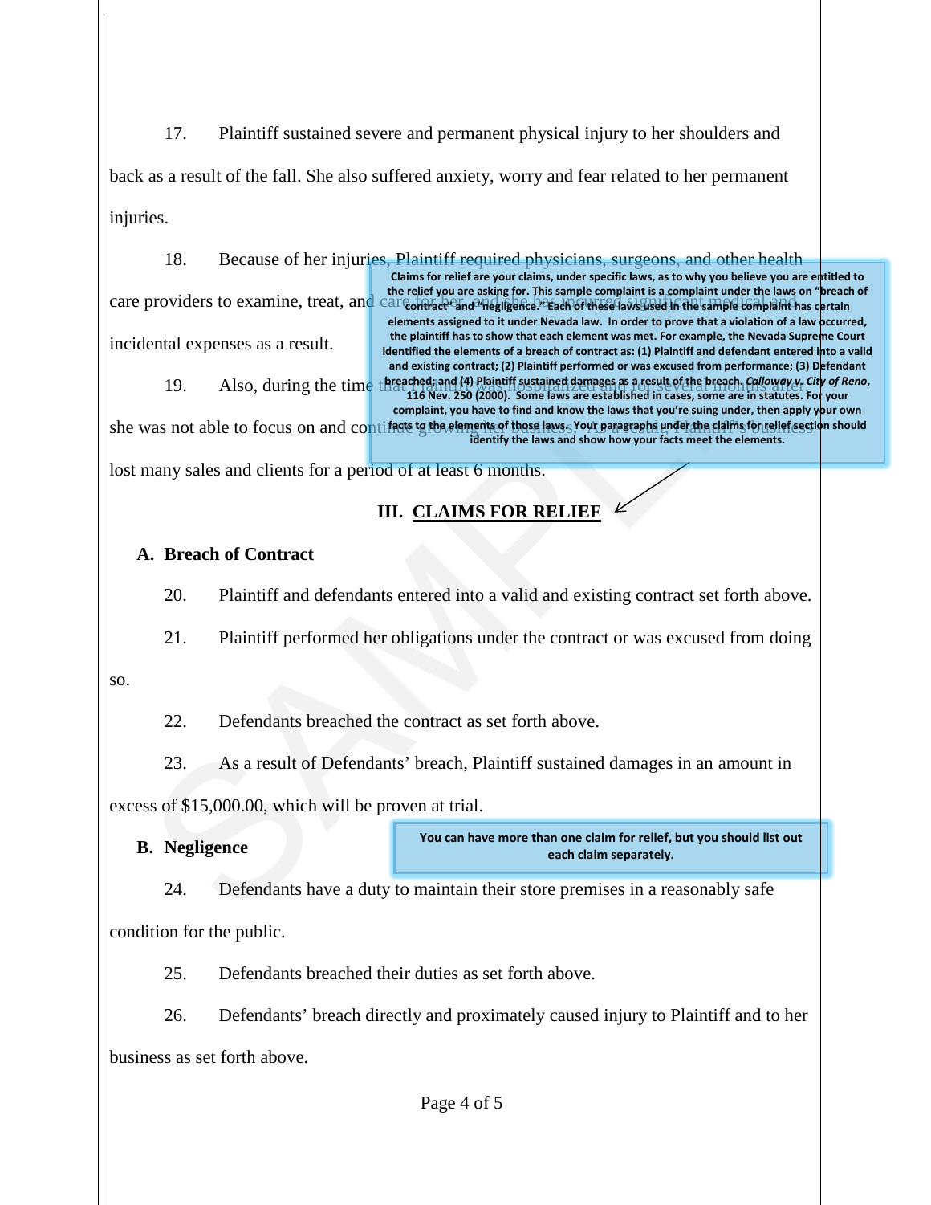17. Plaintiff sustained severe and permanent physical injury to her shoulders and back as a result of the fall. She also suffered anxiety, worry and fear related to her permanent injuries.

18. Because of her injuries, Plaintiff required physicians, surgeons, and other health care providers to examine, treat, and care for her, and she has incurred significant medical and incidental expenses as a result.

> **Claims for relief are your claims, under specific laws, as to why you believe you are entitled to the relief you are asking for. This sample complaint is a complaint under the laws on "breach of contract" and "negligence." Each of these laws used in the sample complaint has certain elements assigned to it under Nevada law. In order to prove that a violation of a law occurred, the plaintiff has to show that each element was met. For example, the Nevada Supreme Court identified the elements of a breach of contract as: (1) Plaintiff and defendant entered into a valid and existing contract; (2) Plaintiff performed or was excused from performance; (3) Defendant breached; and (4) Plaintiff sustained damages as a result of the breach. *Calloway v. City of Reno*, 116 Nev. 250 (2000). Some laws are established in cases, some are in statutes. For your complaint, you have to find and know the laws that you're suing under, then apply your own facts to the elements of those laws. Your paragraphs under the claims for relief section should identify the laws and show how your facts meet the elements.**

19. Also, during the time that Plaintiff was hospitalized and for several months after, she was not able to focus on and continue growing her business. As a result, Plaintiff's business lost many sales and clients for a period of at least 6 months.

## III. CLAIMS FOR RELIEF

### A. Breach of Contract

20. Plaintiff and defendants entered into a valid and existing contract set forth above.

21. Plaintiff performed her obligations under the contract or was excused from doing so.

22. Defendants breached the contract as set forth above.

23. As a result of Defendants' breach, Plaintiff sustained damages in an amount in excess of $15,000.00, which will be proven at trial.

> **You can have more than one claim for relief, but you should list out each claim separately.**

### B. Negligence

24. Defendants have a duty to maintain their store premises in a reasonably safe condition for the public.

25. Defendants breached their duties as set forth above.

26. Defendants' breach directly and proximately caused injury to Plaintiff and to her business as set forth above.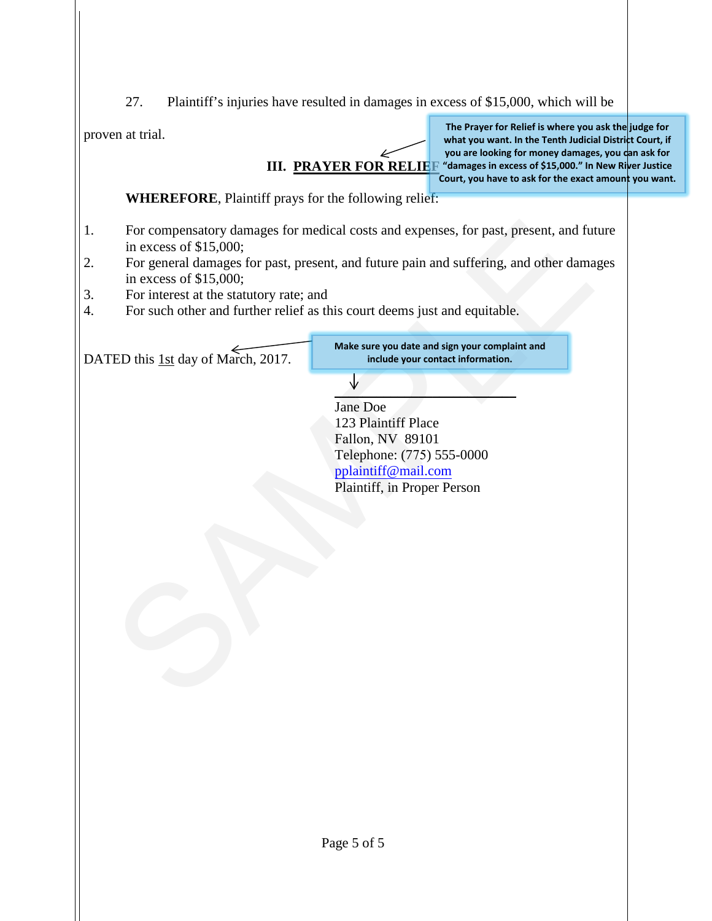27. Plaintiff's injuries have resulted in damages in excess of $15,000, which will be proven at trial.

> The Prayer for Relief is where you ask the judge for what you want. In the Tenth Judicial District Court, if you are looking for money damages, you can ask for "damages in excess of $15,000." In New River Justice Court, you have to ask for the exact amount you want.

## III. PRAYER FOR RELIEF

**WHEREFORE**, Plaintiff prays for the following relief:

1. For compensatory damages for medical costs and expenses, for past, present, and future in excess of $15,000;
2. For general damages for past, present, and future pain and suffering, and other damages in excess of $15,000;
3. For interest at the statutory rate; and
4. For such other and further relief as this court deems just and equitable.

DATED this 1st day of March, 2017.

> Make sure you date and sign your complaint and include your contact information.

\_\_\_\_\_\_\_\_\_\_\_\_\_\_\_\_\_\_\_\_\_\_\_\_\_\_\_\_\_\_

Jane Doe
123 Plaintiff Place
Fallon, NV 89101
Telephone: (775) 555-0000
pplaintiff@mail.com
Plaintiff, in Proper Person